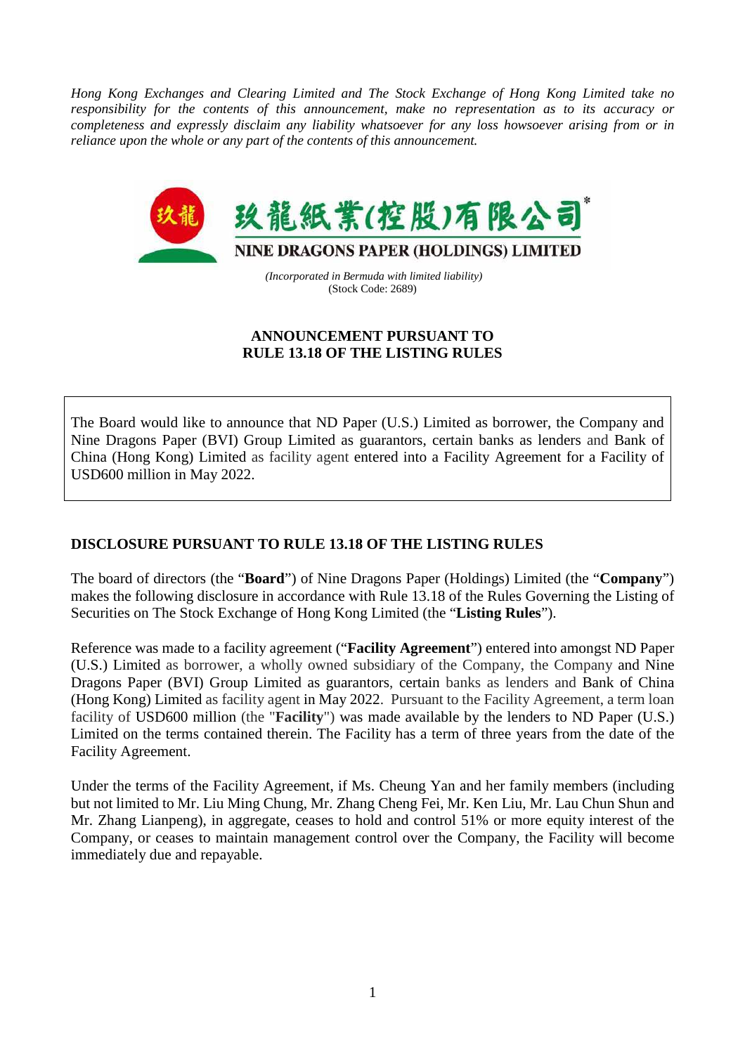*Hong Kong Exchanges and Clearing Limited and The Stock Exchange of Hong Kong Limited take no responsibility for the contents of this announcement, make no representation as to its accuracy or completeness and expressly disclaim any liability whatsoever for any loss howsoever arising from or in reliance upon the whole or any part of the contents of this announcement.*

玖龍紙業(控股)有限公司*

**NINE DRAGONS PAPER (HOLDINGS) LIMITED**

*(Incorporated in Bermuda with limited liability)*
(Stock Code: 2689)

**ANNOUNCEMENT PURSUANT TO RULE 13.18 OF THE LISTING RULES**

The Board would like to announce that ND Paper (U.S.) Limited as borrower, the Company and Nine Dragons Paper (BVI) Group Limited as guarantors, certain banks as lenders and Bank of China (Hong Kong) Limited as facility agent entered into a Facility Agreement for a Facility of USD600 million in May 2022.

## DISCLOSURE PURSUANT TO RULE 13.18 OF THE LISTING RULES

The board of directors (the "**Board**") of Nine Dragons Paper (Holdings) Limited (the "**Company**") makes the following disclosure in accordance with Rule 13.18 of the Rules Governing the Listing of Securities on The Stock Exchange of Hong Kong Limited (the "**Listing Rules**").

Reference was made to a facility agreement ("**Facility Agreement**") entered into amongst ND Paper (U.S.) Limited as borrower, a wholly owned subsidiary of the Company, the Company and Nine Dragons Paper (BVI) Group Limited as guarantors, certain banks as lenders and Bank of China (Hong Kong) Limited as facility agent in May 2022. Pursuant to the Facility Agreement, a term loan facility of USD600 million (the "**Facility**") was made available by the lenders to ND Paper (U.S.) Limited on the terms contained therein. The Facility has a term of three years from the date of the Facility Agreement.

Under the terms of the Facility Agreement, if Ms. Cheung Yan and her family members (including but not limited to Mr. Liu Ming Chung, Mr. Zhang Cheng Fei, Mr. Ken Liu, Mr. Lau Chun Shun and Mr. Zhang Lianpeng), in aggregate, ceases to hold and control 51% or more equity interest of the Company, or ceases to maintain management control over the Company, the Facility will become immediately due and repayable.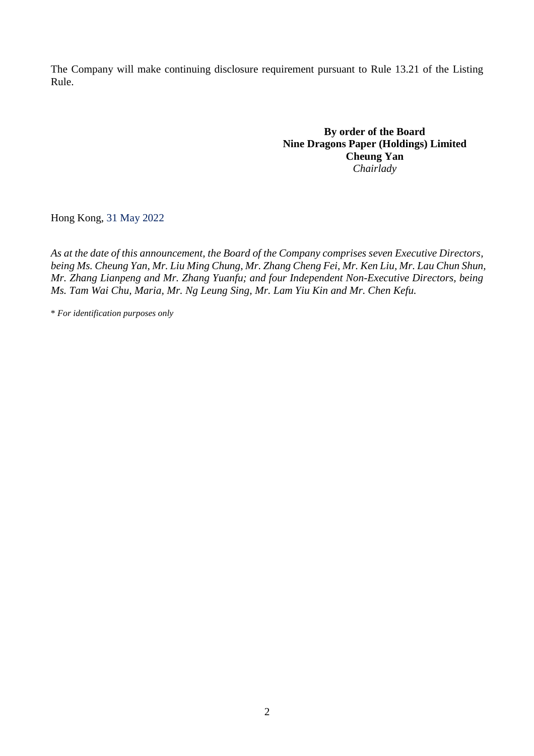The Company will make continuing disclosure requirement pursuant to Rule 13.21 of the Listing Rule.

**By order of the Board**
**Nine Dragons Paper (Holdings) Limited**
**Cheung Yan**
*Chairlady*

Hong Kong, 31 May 2022

*As at the date of this announcement, the Board of the Company comprises seven Executive Directors, being Ms. Cheung Yan, Mr. Liu Ming Chung, Mr. Zhang Cheng Fei, Mr. Ken Liu, Mr. Lau Chun Shun, Mr. Zhang Lianpeng and Mr. Zhang Yuanfu; and four Independent Non-Executive Directors, being Ms. Tam Wai Chu, Maria, Mr. Ng Leung Sing, Mr. Lam Yiu Kin and Mr. Chen Kefu.*

\* *For identification purposes only*